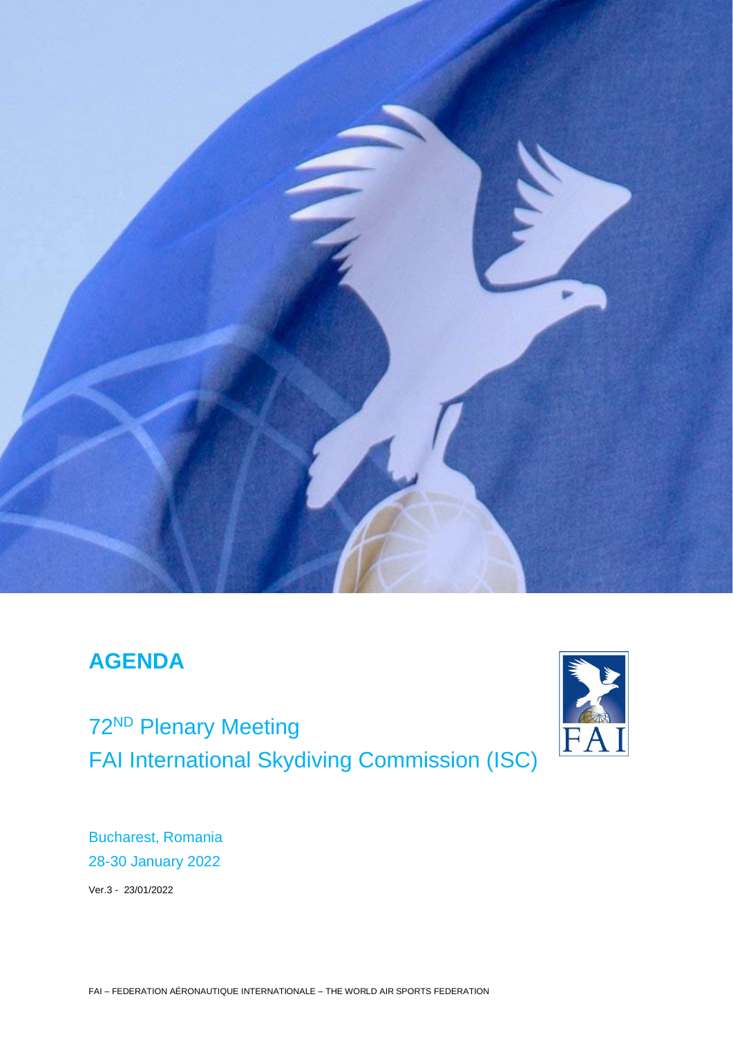# AGENDA

## 72ND Plenary Meeting
## FAI International Skydiving Commission (ISC)

Bucharest, Romania

28-30 January 2022

Ver.3 - 23/01/2022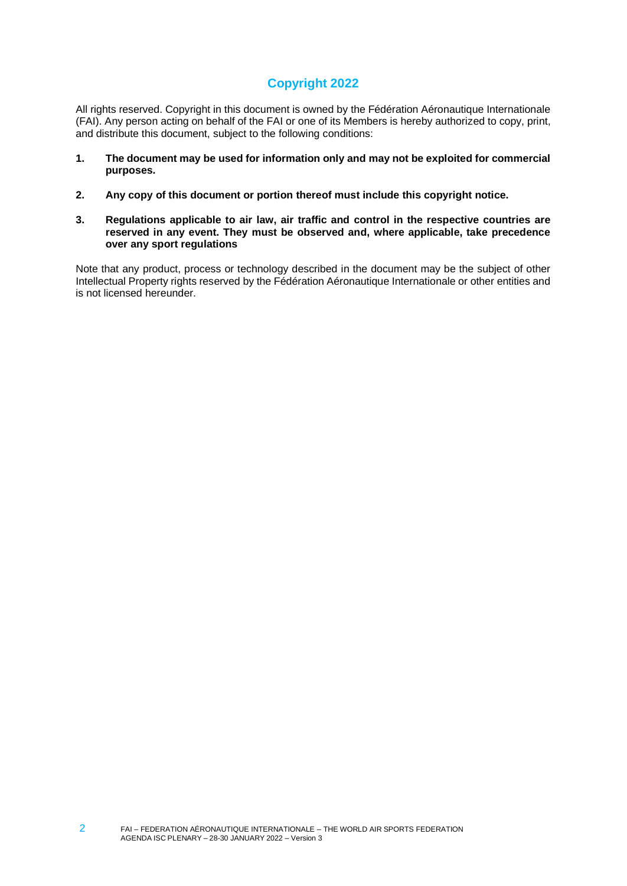## Copyright 2022

All rights reserved. Copyright in this document is owned by the Fédération Aéronautique Internationale (FAI). Any person acting on behalf of the FAI or one of its Members is hereby authorized to copy, print, and distribute this document, subject to the following conditions:

1. **The document may be used for information only and may not be exploited for commercial purposes.**

2. **Any copy of this document or portion thereof must include this copyright notice.**

3. **Regulations applicable to air law, air traffic and control in the respective countries are reserved in any event. They must be observed and, where applicable, take precedence over any sport regulations**

Note that any product, process or technology described in the document may be the subject of other Intellectual Property rights reserved by the Fédération Aéronautique Internationale or other entities and is not licensed hereunder.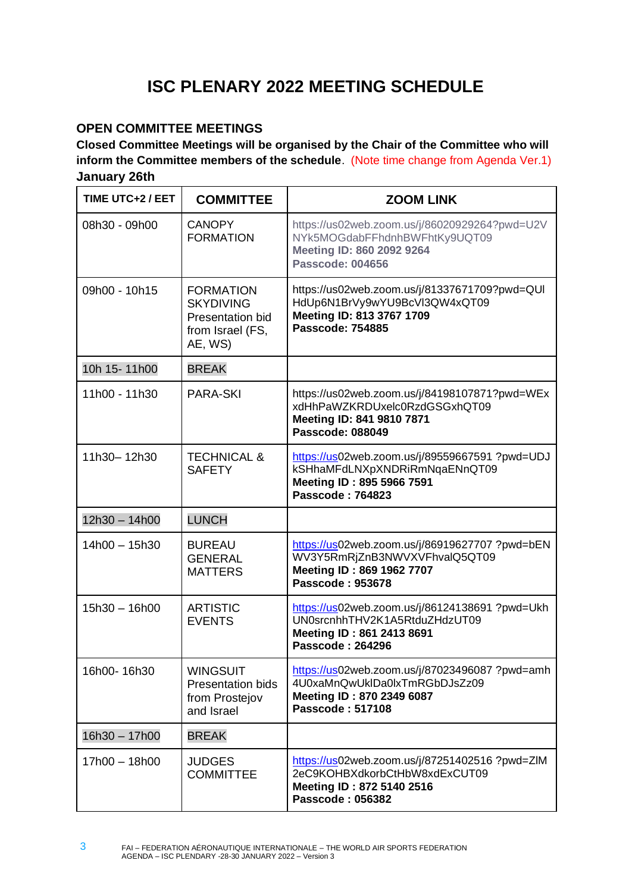# ISC PLENARY 2022 MEETING SCHEDULE

## OPEN COMMITTEE MEETINGS

**Closed Committee Meetings will be organised by the Chair of the Committee who will inform the Committee members of the schedule**. (Note time change from Agenda Ver.1)

**January 26th**

| TIME UTC+2 / EET | COMMITTEE | ZOOM LINK |
|---|---|---|
| 08h30 - 09h00 | CANOPY FORMATION | https://us02web.zoom.us/j/86020929264?pwd=U2VNYk5MOGdabFFhdnhBWFhtKy9UQT09 **Meeting ID: 860 2092 9264** **Passcode: 004656** |
| 09h00 - 10h15 | FORMATION SKYDIVING Presentation bid from Israel (FS, AE, WS) | https://us02web.zoom.us/j/81337671709?pwd=QUlHdUp6N1BrVy9wYU9BcVl3QW4xQT09 **Meeting ID: 813 3767 1709** **Passcode: 754885** |
| 10h 15- 11h00 | BREAK | |
| 11h00 - 11h30 | PARA-SKI | https://us02web.zoom.us/j/84198107871?pwd=WExxdHhPaWZKRDUxelc0RzdGSGxhQT09 **Meeting ID: 841 9810 7871** **Passcode: 088049** |
| 11h30– 12h30 | TECHNICAL & SAFETY | https://us02web.zoom.us/j/89559667591 ?pwd=UDJkSHhaMFdLNXpXNDRiRmNqaENnQT09 **Meeting ID : 895 5966 7591** **Passcode : 764823** |
| 12h30 – 14h00 | LUNCH | |
| 14h00 – 15h30 | BUREAU GENERAL MATTERS | https://us02web.zoom.us/j/86919627707 ?pwd=bENWV3Y5RmRjZnB3NWVXVFhvalQ5QT09 **Meeting ID : 869 1962 7707** **Passcode : 953678** |
| 15h30 – 16h00 | ARTISTIC EVENTS | https://us02web.zoom.us/j/86124138691 ?pwd=UkhUN0srcnhhTHV2K1A5RtduZHdzUT09 **Meeting ID : 861 2413 8691** **Passcode : 264296** |
| 16h00- 16h30 | WINGSUIT Presentation bids from Prostejov and Israel | https://us02web.zoom.us/j/87023496087 ?pwd=amh4U0xaMnQwUklDa0lxTmRGbDJsZz09 **Meeting ID : 870 2349 6087** **Passcode : 517108** |
| 16h30 – 17h00 | BREAK | |
| 17h00 – 18h00 | JUDGES COMMITTEE | https://us02web.zoom.us/j/87251402516 ?pwd=ZlM2eC9KOHBXdkorbCtHbW8xdExCUT09 **Meeting ID : 872 5140 2516** **Passcode : 056382** |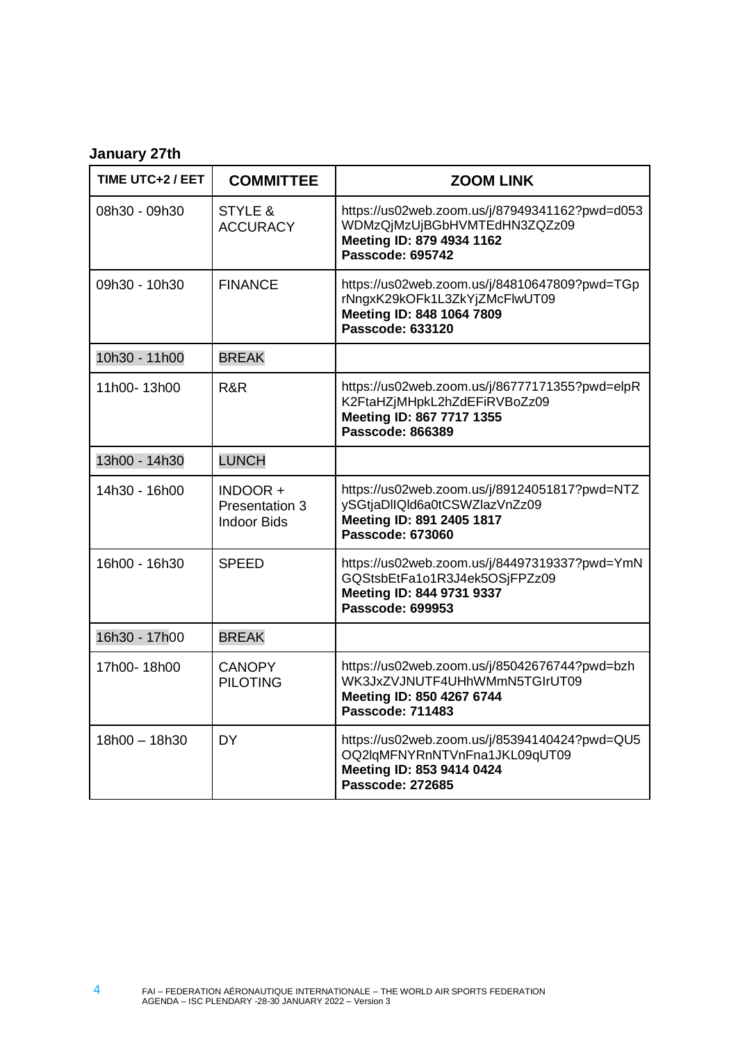**January 27th**

| TIME UTC+2 / EET | COMMITTEE | ZOOM LINK |
|---|---|---|
| 08h30 - 09h30 | STYLE & ACCURACY | https://us02web.zoom.us/j/87949341162?pwd=d053WDMzQjMzUjBGbHVMTEdHN3ZQZz09 **Meeting ID: 879 4934 1162** **Passcode: 695742** |
| 09h30 - 10h30 | FINANCE | https://us02web.zoom.us/j/84810647809?pwd=TGprNngxK29kOFk1L3ZkYjZMcFlwUT09 **Meeting ID: 848 1064 7809** **Passcode: 633120** |
| 10h30 - 11h00 | BREAK | |
| 11h00- 13h00 | R&R | https://us02web.zoom.us/j/86777171355?pwd=elpRK2FtaHZjMHpkL2hZdEFiRVBoZz09 **Meeting ID: 867 7717 1355** **Passcode: 866389** |
| 13h00 - 14h30 | LUNCH | |
| 14h30 - 16h00 | INDOOR + Presentation 3 Indoor Bids | https://us02web.zoom.us/j/89124051817?pwd=NTZySGtjaDlIQld6a0tCSWZlazVnZz09 **Meeting ID: 891 2405 1817** **Passcode: 673060** |
| 16h00 - 16h30 | SPEED | https://us02web.zoom.us/j/84497319337?pwd=YmNGQStsbEtFa1o1R3J4ek5OSjFPZz09 **Meeting ID: 844 9731 9337** **Passcode: 699953** |
| 16h30 - 17h00 | BREAK | |
| 17h00- 18h00 | CANOPY PILOTING | https://us02web.zoom.us/j/85042676744?pwd=bzhWK3JxZVJNUTF4UHhWMmN5TGIrUT09 **Meeting ID: 850 4267 6744** **Passcode: 711483** |
| 18h00 – 18h30 | DY | https://us02web.zoom.us/j/85394140424?pwd=QU5OQ2lqMFNYRnNTVnFna1JKL09qUT09 **Meeting ID: 853 9414 0424** **Passcode: 272685** |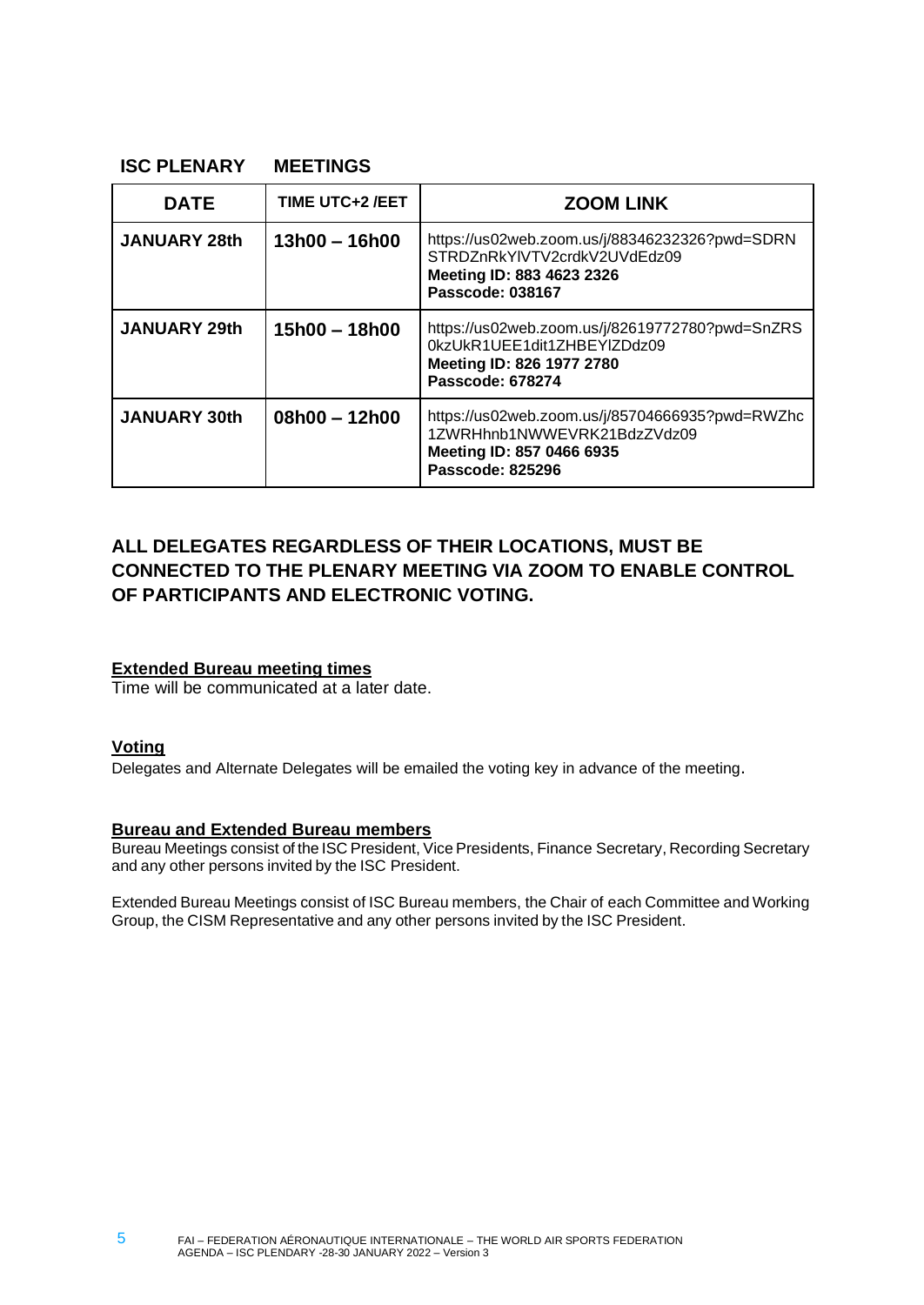## ISC PLENARY MEETINGS

| DATE | TIME UTC+2 /EET | ZOOM LINK |
|---|---|---|
| **JANUARY 28th** | **13h00 – 16h00** | https://us02web.zoom.us/j/88346232326?pwd=SDRNSTRDZnRkYlVTV2crdkV2UVdEdz09 **Meeting ID: 883 4623 2326** **Passcode: 038167** |
| **JANUARY 29th** | **15h00 – 18h00** | https://us02web.zoom.us/j/82619772780?pwd=SnZRS0kzUkR1UEE1dit1ZHBEYlZDdz09 **Meeting ID: 826 1977 2780** **Passcode: 678274** |
| **JANUARY 30th** | **08h00 – 12h00** | https://us02web.zoom.us/j/85704666935?pwd=RWZhc1ZWRHhnb1NWWEVRK21BdzZVdz09 **Meeting ID: 857 0466 6935** **Passcode: 825296** |

**ALL DELEGATES REGARDLESS OF THEIR LOCATIONS, MUST BE CONNECTED TO THE PLENARY MEETING VIA ZOOM TO ENABLE CONTROL OF PARTICIPANTS AND ELECTRONIC VOTING.**

### Extended Bureau meeting times

Time will be communicated at a later date.

### Voting

Delegates and Alternate Delegates will be emailed the voting key in advance of the meeting.

### Bureau and Extended Bureau members

Bureau Meetings consist of the ISC President, Vice Presidents, Finance Secretary, Recording Secretary and any other persons invited by the ISC President.

Extended Bureau Meetings consist of ISC Bureau members, the Chair of each Committee and Working Group, the CISM Representative and any other persons invited by the ISC President.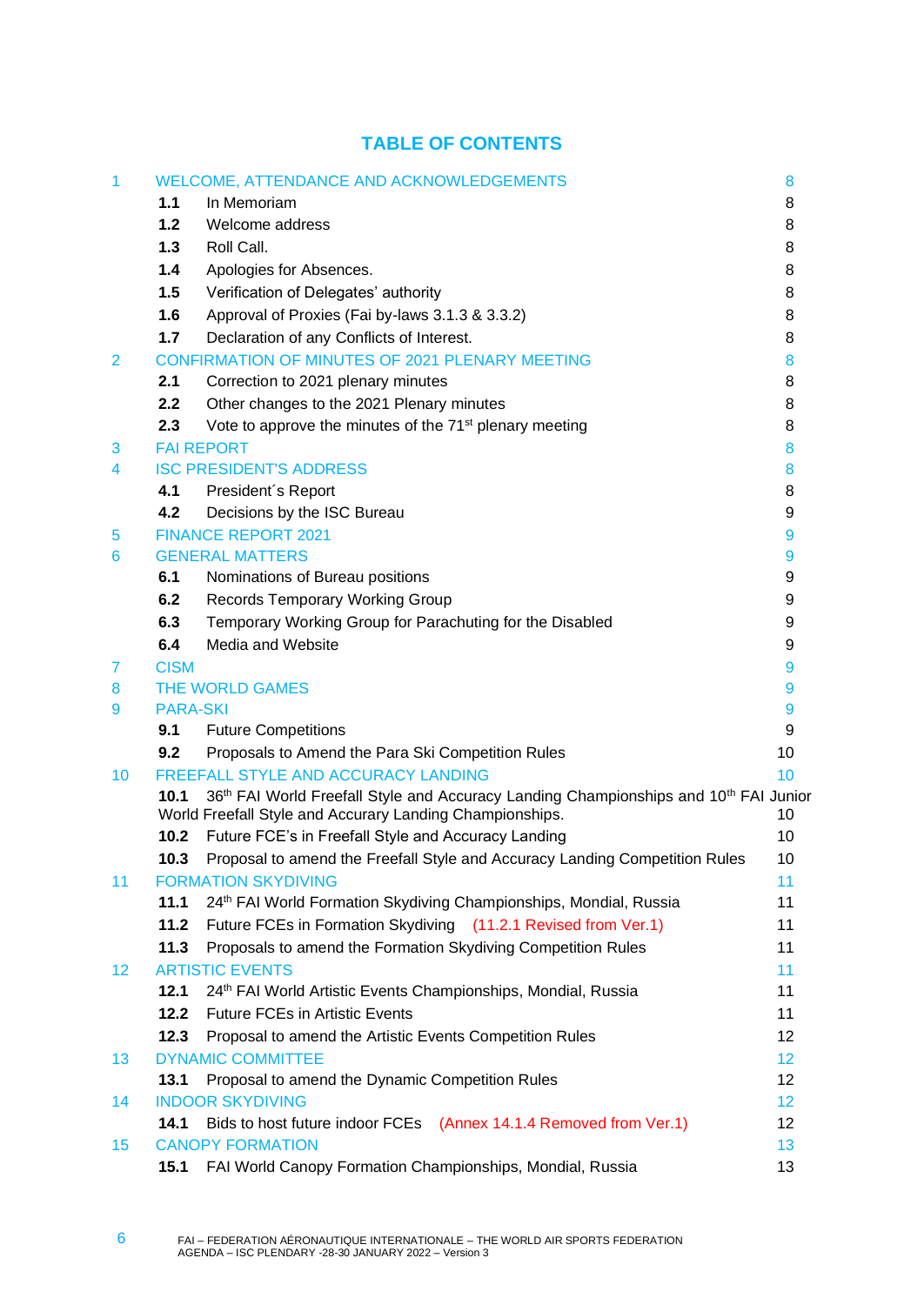## TABLE OF CONTENTS

| | | |
|---|---|---|
| 1 | WELCOME, ATTENDANCE AND ACKNOWLEDGEMENTS | 8 |
| | **1.1** In Memoriam | 8 |
| | **1.2** Welcome address | 8 |
| | **1.3** Roll Call. | 8 |
| | **1.4** Apologies for Absences. | 8 |
| | **1.5** Verification of Delegates' authority | 8 |
| | **1.6** Approval of Proxies (Fai by-laws 3.1.3 & 3.3.2) | 8 |
| | **1.7** Declaration of any Conflicts of Interest. | 8 |
| 2 | CONFIRMATION OF MINUTES OF 2021 PLENARY MEETING | 8 |
| | **2.1** Correction to 2021 plenary minutes | 8 |
| | **2.2** Other changes to the 2021 Plenary minutes | 8 |
| | **2.3** Vote to approve the minutes of the 71st plenary meeting | 8 |
| 3 | FAI REPORT | 8 |
| 4 | ISC PRESIDENT'S ADDRESS | 8 |
| | **4.1** President´s Report | 8 |
| | **4.2** Decisions by the ISC Bureau | 9 |
| 5 | FINANCE REPORT 2021 | 9 |
| 6 | GENERAL MATTERS | 9 |
| | **6.1** Nominations of Bureau positions | 9 |
| | **6.2** Records Temporary Working Group | 9 |
| | **6.3** Temporary Working Group for Parachuting for the Disabled | 9 |
| | **6.4** Media and Website | 9 |
| 7 | CISM | 9 |
| 8 | THE WORLD GAMES | 9 |
| 9 | PARA-SKI | 9 |
| | **9.1** Future Competitions | 9 |
| | **9.2** Proposals to Amend the Para Ski Competition Rules | 10 |
| 10 | FREEFALL STYLE AND ACCURACY LANDING | 10 |
| | **10.1** 36th FAI World Freefall Style and Accuracy Landing Championships and 10th FAI Junior World Freefall Style and Accurary Landing Championships. | 10 |
| | **10.2** Future FCE's in Freefall Style and Accuracy Landing | 10 |
| | **10.3** Proposal to amend the Freefall Style and Accuracy Landing Competition Rules | 10 |
| 11 | FORMATION SKYDIVING | 11 |
| | **11.1** 24th FAI World Formation Skydiving Championships, Mondial, Russia | 11 |
| | **11.2** Future FCEs in Formation Skydiving (11.2.1 Revised from Ver.1) | 11 |
| | **11.3** Proposals to amend the Formation Skydiving Competition Rules | 11 |
| 12 | ARTISTIC EVENTS | 11 |
| | **12.1** 24th FAI World Artistic Events Championships, Mondial, Russia | 11 |
| | **12.2** Future FCEs in Artistic Events | 11 |
| | **12.3** Proposal to amend the Artistic Events Competition Rules | 12 |
| 13 | DYNAMIC COMMITTEE | 12 |
| | **13.1** Proposal to amend the Dynamic Competition Rules | 12 |
| 14 | INDOOR SKYDIVING | 12 |
| | **14.1** Bids to host future indoor FCEs (Annex 14.1.4 Removed from Ver.1) | 12 |
| 15 | CANOPY FORMATION | 13 |
| | **15.1** FAI World Canopy Formation Championships, Mondial, Russia | 13 |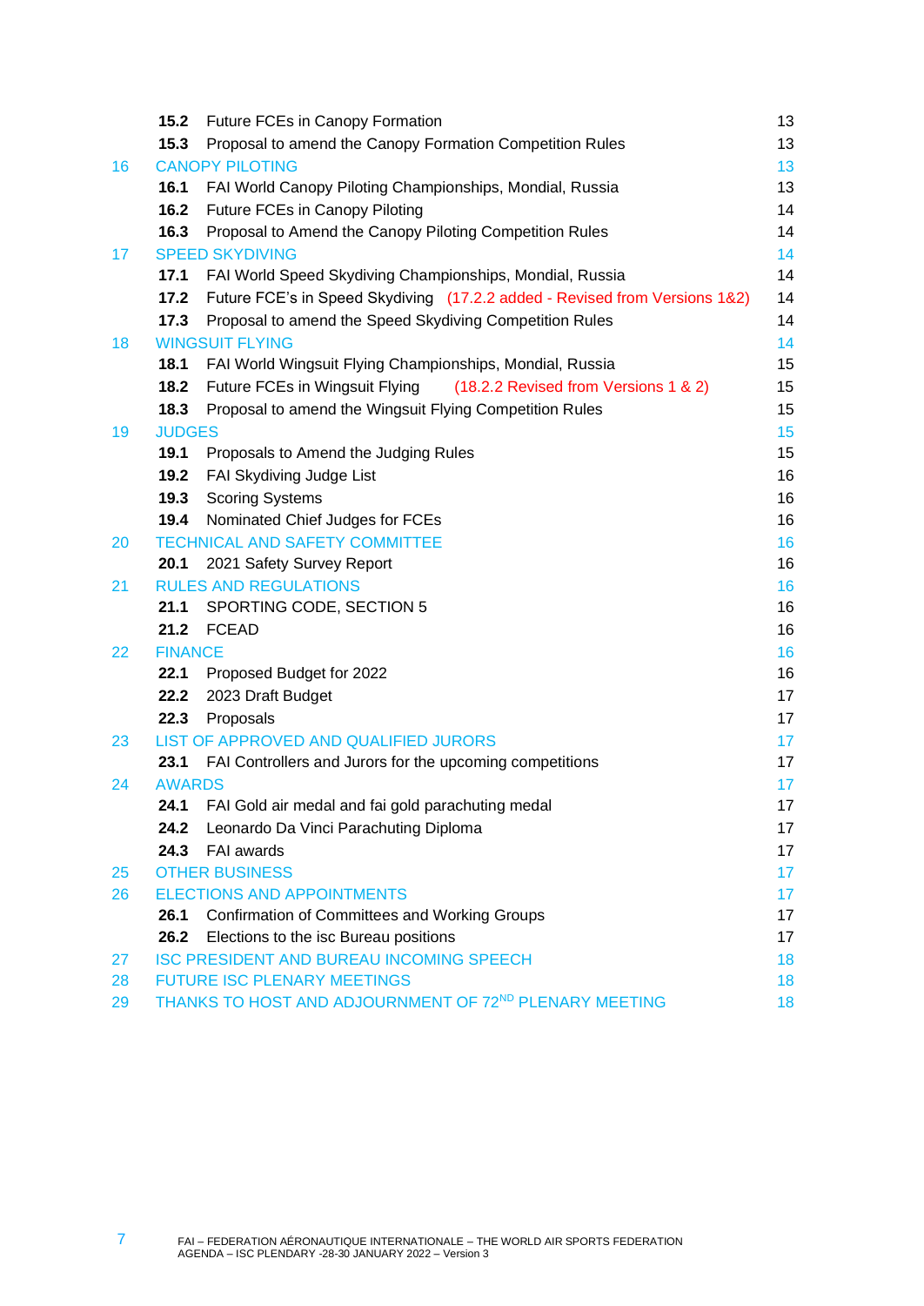| | | |
|---|---|---|
| **15.2** | Future FCEs in Canopy Formation | 13 |
| **15.3** | Proposal to amend the Canopy Formation Competition Rules | 13 |
| 16 | CANOPY PILOTING | 13 |
| **16.1** | FAI World Canopy Piloting Championships, Mondial, Russia | 13 |
| **16.2** | Future FCEs in Canopy Piloting | 14 |
| **16.3** | Proposal to Amend the Canopy Piloting Competition Rules | 14 |
| 17 | SPEED SKYDIVING | 14 |
| **17.1** | FAI World Speed Skydiving Championships, Mondial, Russia | 14 |
| **17.2** | Future FCE's in Speed Skydiving (17.2.2 added - Revised from Versions 1&2) | 14 |
| **17.3** | Proposal to amend the Speed Skydiving Competition Rules | 14 |
| 18 | WINGSUIT FLYING | 14 |
| **18.1** | FAI World Wingsuit Flying Championships, Mondial, Russia | 15 |
| **18.2** | Future FCEs in Wingsuit Flying (18.2.2 Revised from Versions 1 & 2) | 15 |
| **18.3** | Proposal to amend the Wingsuit Flying Competition Rules | 15 |
| 19 | JUDGES | 15 |
| **19.1** | Proposals to Amend the Judging Rules | 15 |
| **19.2** | FAI Skydiving Judge List | 16 |
| **19.3** | Scoring Systems | 16 |
| **19.4** | Nominated Chief Judges for FCEs | 16 |
| 20 | TECHNICAL AND SAFETY COMMITTEE | 16 |
| **20.1** | 2021 Safety Survey Report | 16 |
| 21 | RULES AND REGULATIONS | 16 |
| **21.1** | SPORTING CODE, SECTION 5 | 16 |
| **21.2** | FCEAD | 16 |
| 22 | FINANCE | 16 |
| **22.1** | Proposed Budget for 2022 | 16 |
| **22.2** | 2023 Draft Budget | 17 |
| **22.3** | Proposals | 17 |
| 23 | LIST OF APPROVED AND QUALIFIED JURORS | 17 |
| **23.1** | FAI Controllers and Jurors for the upcoming competitions | 17 |
| 24 | AWARDS | 17 |
| **24.1** | FAI Gold air medal and fai gold parachuting medal | 17 |
| **24.2** | Leonardo Da Vinci Parachuting Diploma | 17 |
| **24.3** | FAI awards | 17 |
| 25 | OTHER BUSINESS | 17 |
| 26 | ELECTIONS AND APPOINTMENTS | 17 |
| **26.1** | Confirmation of Committees and Working Groups | 17 |
| **26.2** | Elections to the isc Bureau positions | 17 |
| 27 | ISC PRESIDENT AND BUREAU INCOMING SPEECH | 18 |
| 28 | FUTURE ISC PLENARY MEETINGS | 18 |
| 29 | THANKS TO HOST AND ADJOURNMENT OF 72ND PLENARY MEETING | 18 |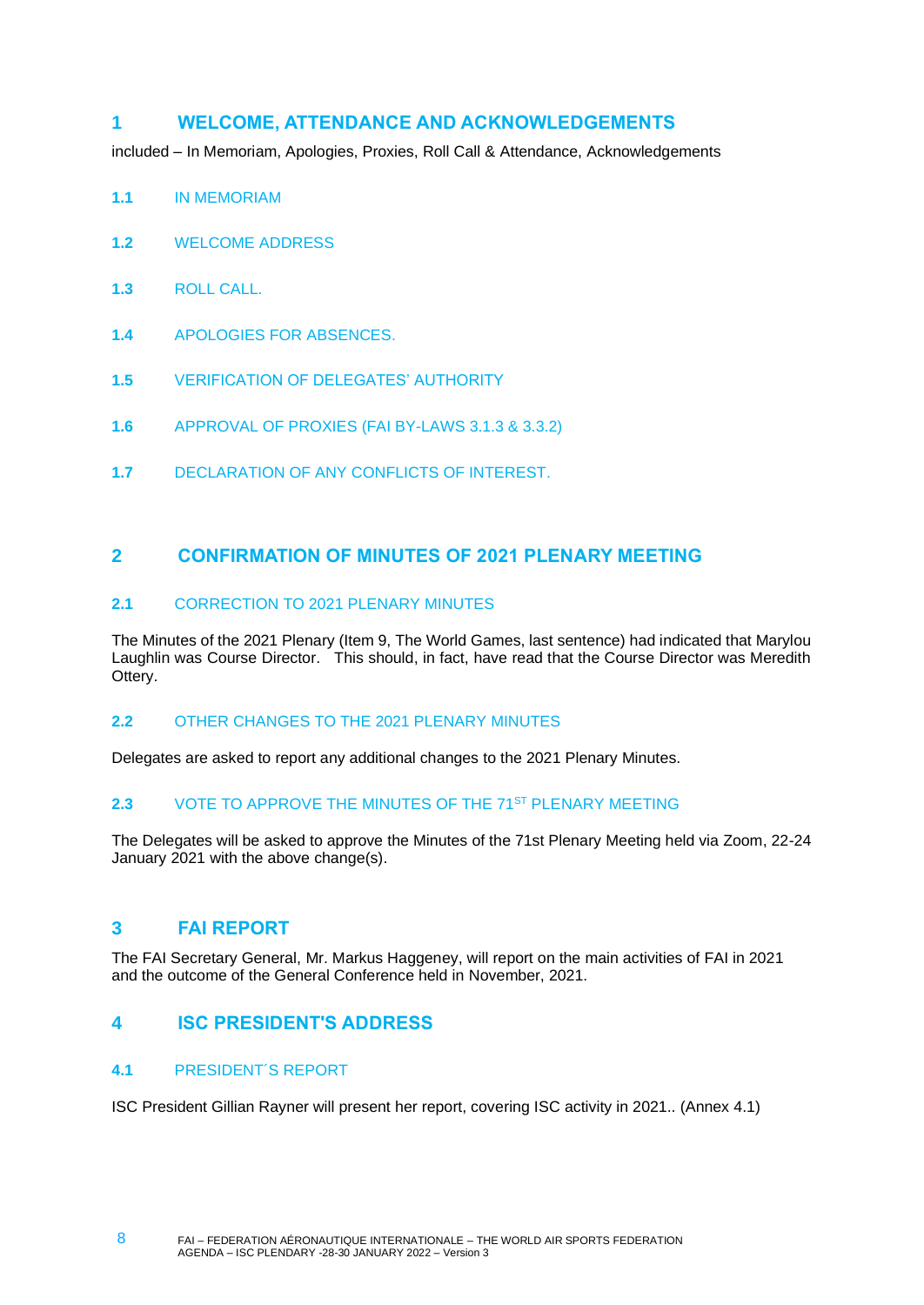## 1 WELCOME, ATTENDANCE AND ACKNOWLEDGEMENTS

included – In Memoriam, Apologies, Proxies, Roll Call & Attendance, Acknowledgements

### 1.1 IN MEMORIAM

### 1.2 WELCOME ADDRESS

### 1.3 ROLL CALL.

### 1.4 APOLOGIES FOR ABSENCES.

### 1.5 VERIFICATION OF DELEGATES' AUTHORITY

### 1.6 APPROVAL OF PROXIES (FAI BY-LAWS 3.1.3 & 3.3.2)

### 1.7 DECLARATION OF ANY CONFLICTS OF INTEREST.

## 2 CONFIRMATION OF MINUTES OF 2021 PLENARY MEETING

### 2.1 CORRECTION TO 2021 PLENARY MINUTES

The Minutes of the 2021 Plenary (Item 9, The World Games, last sentence) had indicated that Marylou Laughlin was Course Director. This should, in fact, have read that the Course Director was Meredith Ottery.

### 2.2 OTHER CHANGES TO THE 2021 PLENARY MINUTES

Delegates are asked to report any additional changes to the 2021 Plenary Minutes.

### 2.3 VOTE TO APPROVE THE MINUTES OF THE 71ST PLENARY MEETING

The Delegates will be asked to approve the Minutes of the 71st Plenary Meeting held via Zoom, 22-24 January 2021 with the above change(s).

## 3 FAI REPORT

The FAI Secretary General, Mr. Markus Haggeney, will report on the main activities of FAI in 2021 and the outcome of the General Conference held in November, 2021.

## 4 ISC PRESIDENT'S ADDRESS

### 4.1 PRESIDENT´S REPORT

ISC President Gillian Rayner will present her report, covering ISC activity in 2021.. (Annex 4.1)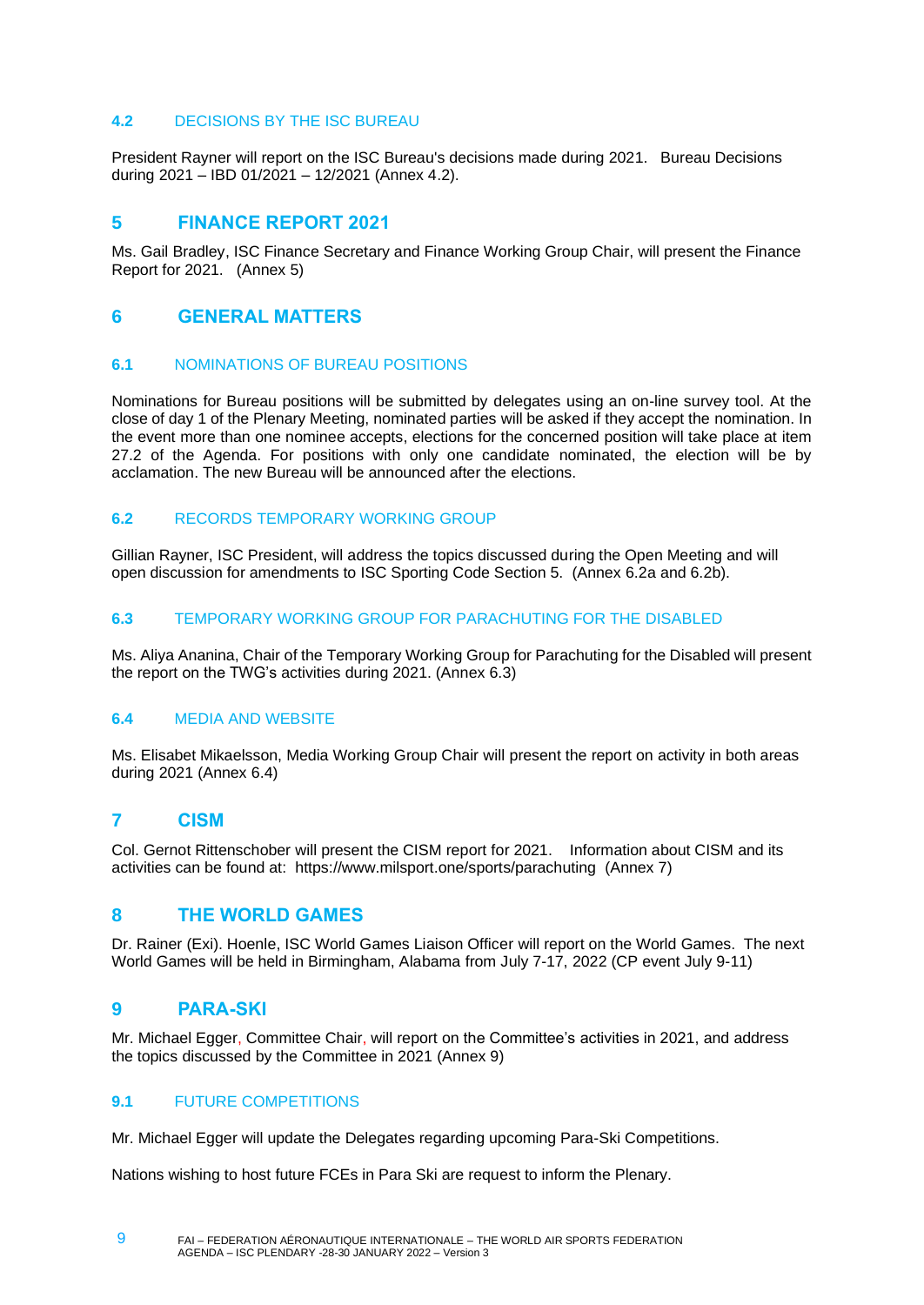### 4.2 DECISIONS BY THE ISC BUREAU

President Rayner will report on the ISC Bureau's decisions made during 2021. Bureau Decisions during 2021 – IBD 01/2021 – 12/2021 (Annex 4.2).

## 5 FINANCE REPORT 2021

Ms. Gail Bradley, ISC Finance Secretary and Finance Working Group Chair, will present the Finance Report for 2021. (Annex 5)

## 6 GENERAL MATTERS

### 6.1 NOMINATIONS OF BUREAU POSITIONS

Nominations for Bureau positions will be submitted by delegates using an on-line survey tool. At the close of day 1 of the Plenary Meeting, nominated parties will be asked if they accept the nomination. In the event more than one nominee accepts, elections for the concerned position will take place at item 27.2 of the Agenda. For positions with only one candidate nominated, the election will be by acclamation. The new Bureau will be announced after the elections.

### 6.2 RECORDS TEMPORARY WORKING GROUP

Gillian Rayner, ISC President, will address the topics discussed during the Open Meeting and will open discussion for amendments to ISC Sporting Code Section 5. (Annex 6.2a and 6.2b).

### 6.3 TEMPORARY WORKING GROUP FOR PARACHUTING FOR THE DISABLED

Ms. Aliya Ananina, Chair of the Temporary Working Group for Parachuting for the Disabled will present the report on the TWG's activities during 2021. (Annex 6.3)

### 6.4 MEDIA AND WEBSITE

Ms. Elisabet Mikaelsson, Media Working Group Chair will present the report on activity in both areas during 2021 (Annex 6.4)

## 7 CISM

Col. Gernot Rittenschober will present the CISM report for 2021. Information about CISM and its activities can be found at: https://www.milsport.one/sports/parachuting (Annex 7)

## 8 THE WORLD GAMES

Dr. Rainer (Exi). Hoenle, ISC World Games Liaison Officer will report on the World Games. The next World Games will be held in Birmingham, Alabama from July 7-17, 2022 (CP event July 9-11)

## 9 PARA-SKI

Mr. Michael Egger, Committee Chair, will report on the Committee's activities in 2021, and address the topics discussed by the Committee in 2021 (Annex 9)

### 9.1 FUTURE COMPETITIONS

Mr. Michael Egger will update the Delegates regarding upcoming Para-Ski Competitions.

Nations wishing to host future FCEs in Para Ski are request to inform the Plenary.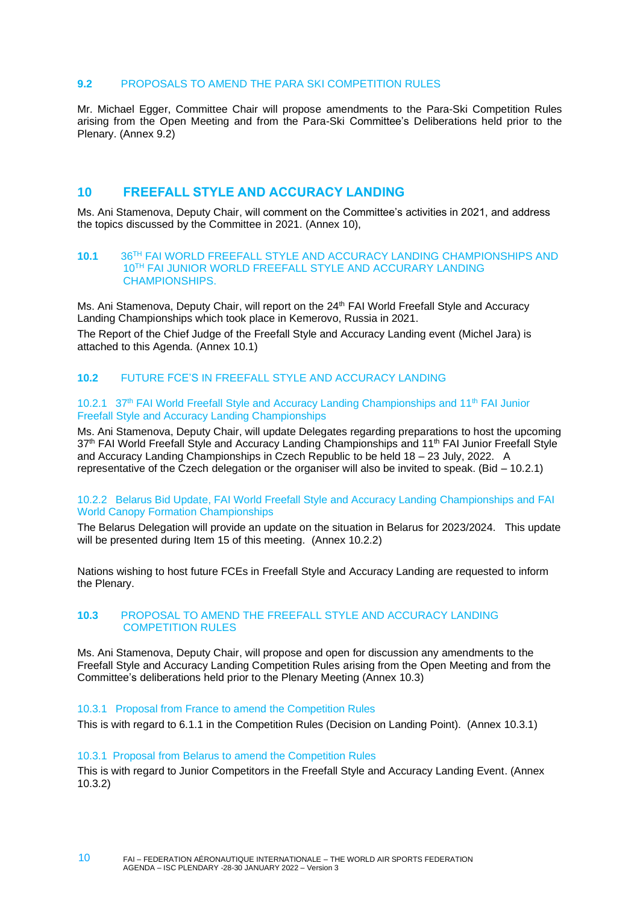### 9.2 PROPOSALS TO AMEND THE PARA SKI COMPETITION RULES

Mr. Michael Egger, Committee Chair will propose amendments to the Para-Ski Competition Rules arising from the Open Meeting and from the Para-Ski Committee's Deliberations held prior to the Plenary. (Annex 9.2)

## 10 FREEFALL STYLE AND ACCURACY LANDING

Ms. Ani Stamenova, Deputy Chair, will comment on the Committee's activities in 2021, and address the topics discussed by the Committee in 2021. (Annex 10),

### 10.1 36TH FAI WORLD FREEFALL STYLE AND ACCURACY LANDING CHAMPIONSHIPS AND 10TH FAI JUNIOR WORLD FREEFALL STYLE AND ACCURARY LANDING CHAMPIONSHIPS.

Ms. Ani Stamenova, Deputy Chair, will report on the 24th FAI World Freefall Style and Accuracy Landing Championships which took place in Kemerovo, Russia in 2021.

The Report of the Chief Judge of the Freefall Style and Accuracy Landing event (Michel Jara) is attached to this Agenda. (Annex 10.1)

### 10.2 FUTURE FCE'S IN FREEFALL STYLE AND ACCURACY LANDING

#### 10.2.1 37th FAI World Freefall Style and Accuracy Landing Championships and 11th FAI Junior Freefall Style and Accuracy Landing Championships

Ms. Ani Stamenova, Deputy Chair, will update Delegates regarding preparations to host the upcoming 37th FAI World Freefall Style and Accuracy Landing Championships and 11th FAI Junior Freefall Style and Accuracy Landing Championships in Czech Republic to be held 18 – 23 July, 2022. A representative of the Czech delegation or the organiser will also be invited to speak. (Bid – 10.2.1)

#### 10.2.2 Belarus Bid Update, FAI World Freefall Style and Accuracy Landing Championships and FAI World Canopy Formation Championships

The Belarus Delegation will provide an update on the situation in Belarus for 2023/2024. This update will be presented during Item 15 of this meeting. (Annex 10.2.2)

Nations wishing to host future FCEs in Freefall Style and Accuracy Landing are requested to inform the Plenary.

### 10.3 PROPOSAL TO AMEND THE FREEFALL STYLE AND ACCURACY LANDING COMPETITION RULES

Ms. Ani Stamenova, Deputy Chair, will propose and open for discussion any amendments to the Freefall Style and Accuracy Landing Competition Rules arising from the Open Meeting and from the Committee's deliberations held prior to the Plenary Meeting (Annex 10.3)

#### 10.3.1 Proposal from France to amend the Competition Rules

This is with regard to 6.1.1 in the Competition Rules (Decision on Landing Point). (Annex 10.3.1)

#### 10.3.1 Proposal from Belarus to amend the Competition Rules

This is with regard to Junior Competitors in the Freefall Style and Accuracy Landing Event. (Annex 10.3.2)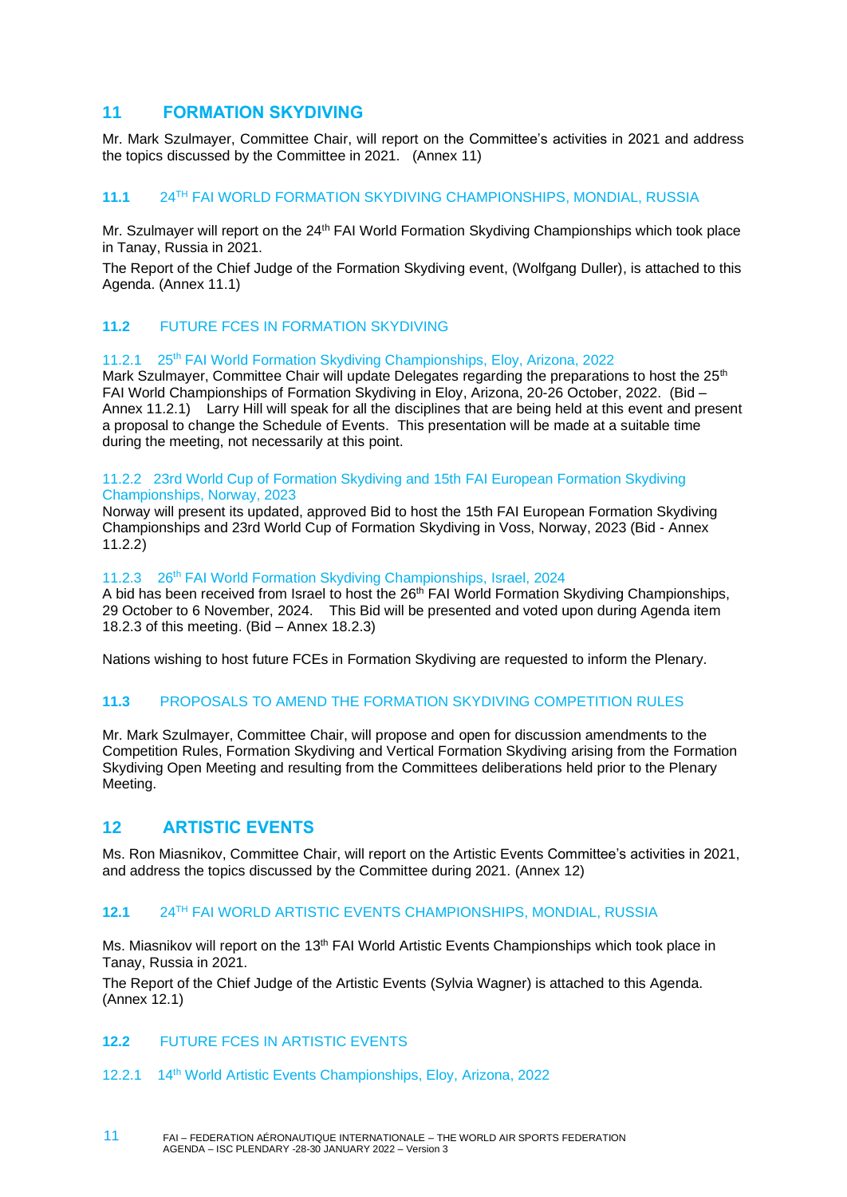# 11 FORMATION SKYDIVING

Mr. Mark Szulmayer, Committee Chair, will report on the Committee's activities in 2021 and address the topics discussed by the Committee in 2021. (Annex 11)

## 11.1 24TH FAI WORLD FORMATION SKYDIVING CHAMPIONSHIPS, MONDIAL, RUSSIA

Mr. Szulmayer will report on the 24th FAI World Formation Skydiving Championships which took place in Tanay, Russia in 2021.

The Report of the Chief Judge of the Formation Skydiving event, (Wolfgang Duller), is attached to this Agenda. (Annex 11.1)

## 11.2 FUTURE FCES IN FORMATION SKYDIVING

### 11.2.1 25th FAI World Formation Skydiving Championships, Eloy, Arizona, 2022

Mark Szulmayer, Committee Chair will update Delegates regarding the preparations to host the 25th FAI World Championships of Formation Skydiving in Eloy, Arizona, 20-26 October, 2022. (Bid – Annex 11.2.1) Larry Hill will speak for all the disciplines that are being held at this event and present a proposal to change the Schedule of Events. This presentation will be made at a suitable time during the meeting, not necessarily at this point.

### 11.2.2 23rd World Cup of Formation Skydiving and 15th FAI European Formation Skydiving Championships, Norway, 2023

Norway will present its updated, approved Bid to host the 15th FAI European Formation Skydiving Championships and 23rd World Cup of Formation Skydiving in Voss, Norway, 2023 (Bid - Annex 11.2.2)

### 11.2.3 26th FAI World Formation Skydiving Championships, Israel, 2024

A bid has been received from Israel to host the 26th FAI World Formation Skydiving Championships, 29 October to 6 November, 2024. This Bid will be presented and voted upon during Agenda item 18.2.3 of this meeting. (Bid – Annex 18.2.3)

Nations wishing to host future FCEs in Formation Skydiving are requested to inform the Plenary.

## 11.3 PROPOSALS TO AMEND THE FORMATION SKYDIVING COMPETITION RULES

Mr. Mark Szulmayer, Committee Chair, will propose and open for discussion amendments to the Competition Rules, Formation Skydiving and Vertical Formation Skydiving arising from the Formation Skydiving Open Meeting and resulting from the Committees deliberations held prior to the Plenary Meeting.

# 12 ARTISTIC EVENTS

Ms. Ron Miasnikov, Committee Chair, will report on the Artistic Events Committee's activities in 2021, and address the topics discussed by the Committee during 2021. (Annex 12)

## 12.1 24TH FAI WORLD ARTISTIC EVENTS CHAMPIONSHIPS, MONDIAL, RUSSIA

Ms. Miasnikov will report on the 13th FAI World Artistic Events Championships which took place in Tanay, Russia in 2021.

The Report of the Chief Judge of the Artistic Events (Sylvia Wagner) is attached to this Agenda. (Annex 12.1)

## 12.2 FUTURE FCES IN ARTISTIC EVENTS

### 12.2.1 14th World Artistic Events Championships, Eloy, Arizona, 2022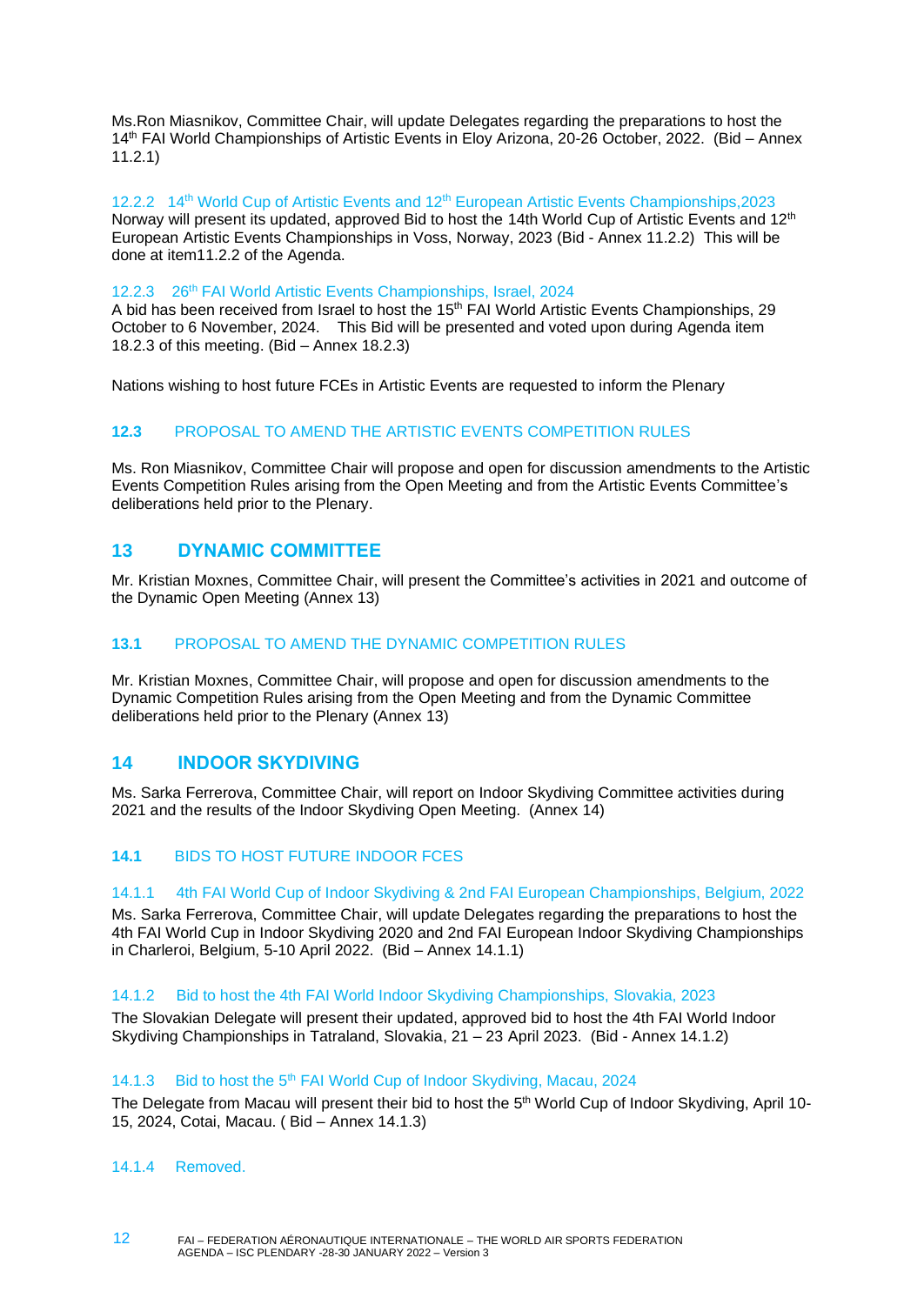Ms.Ron Miasnikov, Committee Chair, will update Delegates regarding the preparations to host the 14th FAI World Championships of Artistic Events in Eloy Arizona, 20-26 October, 2022. (Bid – Annex 11.2.1)

#### 12.2.2 14th World Cup of Artistic Events and 12th European Artistic Events Championships,2023

Norway will present its updated, approved Bid to host the 14th World Cup of Artistic Events and 12th European Artistic Events Championships in Voss, Norway, 2023 (Bid - Annex 11.2.2) This will be done at item11.2.2 of the Agenda.

#### 12.2.3 26th FAI World Artistic Events Championships, Israel, 2024

A bid has been received from Israel to host the 15th FAI World Artistic Events Championships, 29 October to 6 November, 2024. This Bid will be presented and voted upon during Agenda item 18.2.3 of this meeting. (Bid – Annex 18.2.3)

Nations wishing to host future FCEs in Artistic Events are requested to inform the Plenary

### 12.3 PROPOSAL TO AMEND THE ARTISTIC EVENTS COMPETITION RULES

Ms. Ron Miasnikov, Committee Chair will propose and open for discussion amendments to the Artistic Events Competition Rules arising from the Open Meeting and from the Artistic Events Committee's deliberations held prior to the Plenary.

## 13 DYNAMIC COMMITTEE

Mr. Kristian Moxnes, Committee Chair, will present the Committee's activities in 2021 and outcome of the Dynamic Open Meeting (Annex 13)

### 13.1 PROPOSAL TO AMEND THE DYNAMIC COMPETITION RULES

Mr. Kristian Moxnes, Committee Chair, will propose and open for discussion amendments to the Dynamic Competition Rules arising from the Open Meeting and from the Dynamic Committee deliberations held prior to the Plenary (Annex 13)

## 14 INDOOR SKYDIVING

Ms. Sarka Ferrerova, Committee Chair, will report on Indoor Skydiving Committee activities during 2021 and the results of the Indoor Skydiving Open Meeting. (Annex 14)

### 14.1 BIDS TO HOST FUTURE INDOOR FCES

#### 14.1.1 4th FAI World Cup of Indoor Skydiving & 2nd FAI European Championships, Belgium, 2022

Ms. Sarka Ferrerova, Committee Chair, will update Delegates regarding the preparations to host the 4th FAI World Cup in Indoor Skydiving 2020 and 2nd FAI European Indoor Skydiving Championships in Charleroi, Belgium, 5-10 April 2022. (Bid – Annex 14.1.1)

#### 14.1.2 Bid to host the 4th FAI World Indoor Skydiving Championships, Slovakia, 2023

The Slovakian Delegate will present their updated, approved bid to host the 4th FAI World Indoor Skydiving Championships in Tatraland, Slovakia, 21 – 23 April 2023. (Bid - Annex 14.1.2)

#### 14.1.3 Bid to host the 5th FAI World Cup of Indoor Skydiving, Macau, 2024

The Delegate from Macau will present their bid to host the 5th World Cup of Indoor Skydiving, April 10-15, 2024, Cotai, Macau. ( Bid – Annex 14.1.3)

#### 14.1.4 Removed.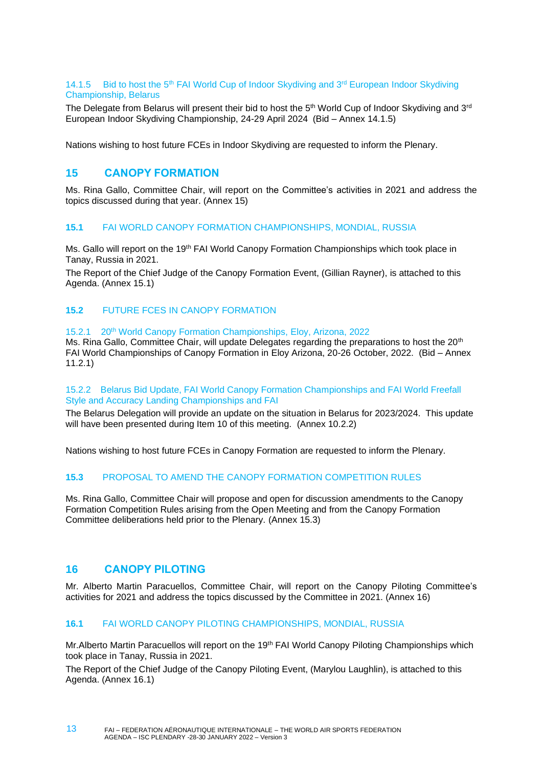#### 14.1.5 Bid to host the 5th FAI World Cup of Indoor Skydiving and 3rd European Indoor Skydiving Championship, Belarus

The Delegate from Belarus will present their bid to host the 5th World Cup of Indoor Skydiving and 3rd European Indoor Skydiving Championship, 24-29 April 2024 (Bid – Annex 14.1.5)

Nations wishing to host future FCEs in Indoor Skydiving are requested to inform the Plenary.

## 15 CANOPY FORMATION

Ms. Rina Gallo, Committee Chair, will report on the Committee's activities in 2021 and address the topics discussed during that year. (Annex 15)

### 15.1 FAI WORLD CANOPY FORMATION CHAMPIONSHIPS, MONDIAL, RUSSIA

Ms. Gallo will report on the 19th FAI World Canopy Formation Championships which took place in Tanay, Russia in 2021.

The Report of the Chief Judge of the Canopy Formation Event, (Gillian Rayner), is attached to this Agenda. (Annex 15.1)

### 15.2 FUTURE FCES IN CANOPY FORMATION

#### 15.2.1 20th World Canopy Formation Championships, Eloy, Arizona, 2022

Ms. Rina Gallo, Committee Chair, will update Delegates regarding the preparations to host the 20th FAI World Championships of Canopy Formation in Eloy Arizona, 20-26 October, 2022. (Bid – Annex 11.2.1)

#### 15.2.2 Belarus Bid Update, FAI World Canopy Formation Championships and FAI World Freefall Style and Accuracy Landing Championships and FAI

The Belarus Delegation will provide an update on the situation in Belarus for 2023/2024. This update will have been presented during Item 10 of this meeting. (Annex 10.2.2)

Nations wishing to host future FCEs in Canopy Formation are requested to inform the Plenary.

### 15.3 PROPOSAL TO AMEND THE CANOPY FORMATION COMPETITION RULES

Ms. Rina Gallo, Committee Chair will propose and open for discussion amendments to the Canopy Formation Competition Rules arising from the Open Meeting and from the Canopy Formation Committee deliberations held prior to the Plenary. (Annex 15.3)

## 16 CANOPY PILOTING

Mr. Alberto Martin Paracuellos, Committee Chair, will report on the Canopy Piloting Committee's activities for 2021 and address the topics discussed by the Committee in 2021. (Annex 16)

### 16.1 FAI WORLD CANOPY PILOTING CHAMPIONSHIPS, MONDIAL, RUSSIA

Mr.Alberto Martin Paracuellos will report on the 19th FAI World Canopy Piloting Championships which took place in Tanay, Russia in 2021.

The Report of the Chief Judge of the Canopy Piloting Event, (Marylou Laughlin), is attached to this Agenda. (Annex 16.1)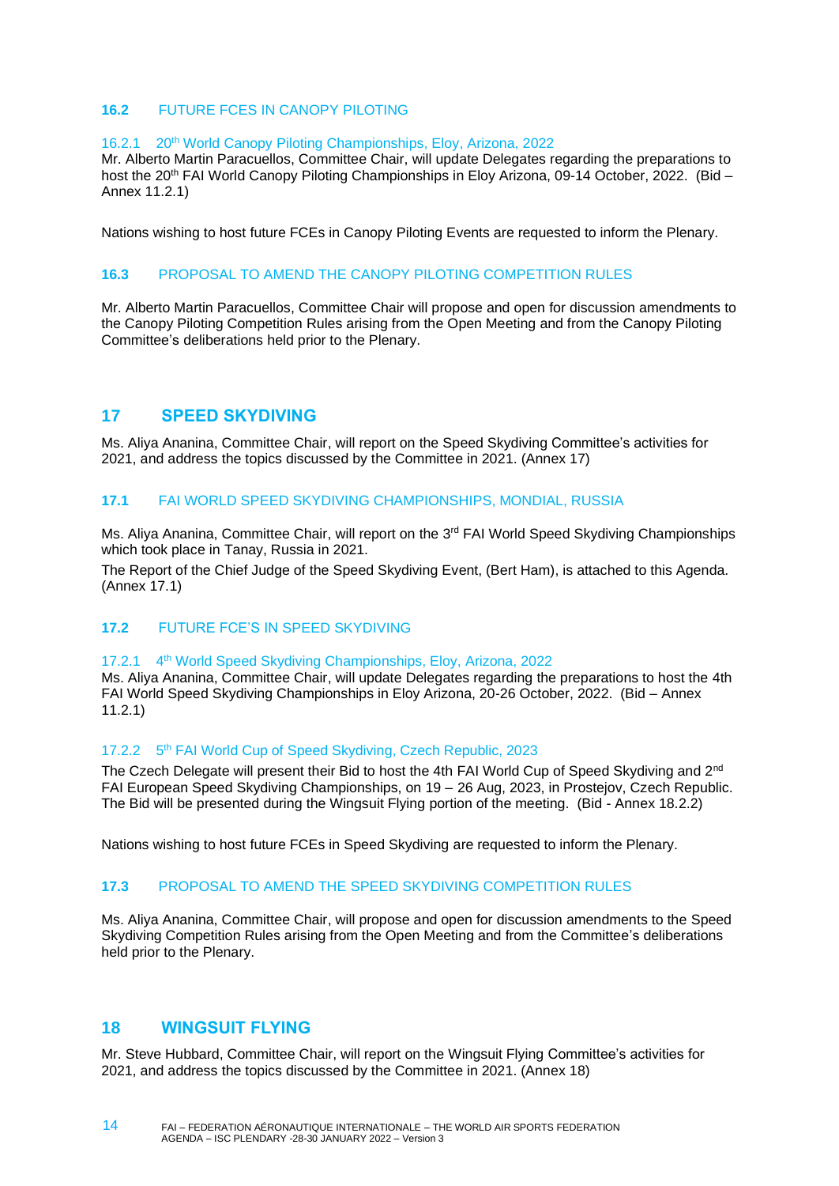### 16.2 FUTURE FCES IN CANOPY PILOTING

#### 16.2.1 20th World Canopy Piloting Championships, Eloy, Arizona, 2022

Mr. Alberto Martin Paracuellos, Committee Chair, will update Delegates regarding the preparations to host the 20th FAI World Canopy Piloting Championships in Eloy Arizona, 09-14 October, 2022. (Bid – Annex 11.2.1)

Nations wishing to host future FCEs in Canopy Piloting Events are requested to inform the Plenary.

### 16.3 PROPOSAL TO AMEND THE CANOPY PILOTING COMPETITION RULES

Mr. Alberto Martin Paracuellos, Committee Chair will propose and open for discussion amendments to the Canopy Piloting Competition Rules arising from the Open Meeting and from the Canopy Piloting Committee's deliberations held prior to the Plenary.

## 17 SPEED SKYDIVING

Ms. Aliya Ananina, Committee Chair, will report on the Speed Skydiving Committee's activities for 2021, and address the topics discussed by the Committee in 2021. (Annex 17)

### 17.1 FAI WORLD SPEED SKYDIVING CHAMPIONSHIPS, MONDIAL, RUSSIA

Ms. Aliya Ananina, Committee Chair, will report on the 3rd FAI World Speed Skydiving Championships which took place in Tanay, Russia in 2021.

The Report of the Chief Judge of the Speed Skydiving Event, (Bert Ham), is attached to this Agenda. (Annex 17.1)

### 17.2 FUTURE FCE'S IN SPEED SKYDIVING

#### 17.2.1 4th World Speed Skydiving Championships, Eloy, Arizona, 2022

Ms. Aliya Ananina, Committee Chair, will update Delegates regarding the preparations to host the 4th FAI World Speed Skydiving Championships in Eloy Arizona, 20-26 October, 2022. (Bid – Annex 11.2.1)

#### 17.2.2 5th FAI World Cup of Speed Skydiving, Czech Republic, 2023

The Czech Delegate will present their Bid to host the 4th FAI World Cup of Speed Skydiving and 2nd FAI European Speed Skydiving Championships, on 19 – 26 Aug, 2023, in Prostejov, Czech Republic. The Bid will be presented during the Wingsuit Flying portion of the meeting. (Bid - Annex 18.2.2)

Nations wishing to host future FCEs in Speed Skydiving are requested to inform the Plenary.

### 17.3 PROPOSAL TO AMEND THE SPEED SKYDIVING COMPETITION RULES

Ms. Aliya Ananina, Committee Chair, will propose and open for discussion amendments to the Speed Skydiving Competition Rules arising from the Open Meeting and from the Committee's deliberations held prior to the Plenary.

## 18 WINGSUIT FLYING

Mr. Steve Hubbard, Committee Chair, will report on the Wingsuit Flying Committee's activities for 2021, and address the topics discussed by the Committee in 2021. (Annex 18)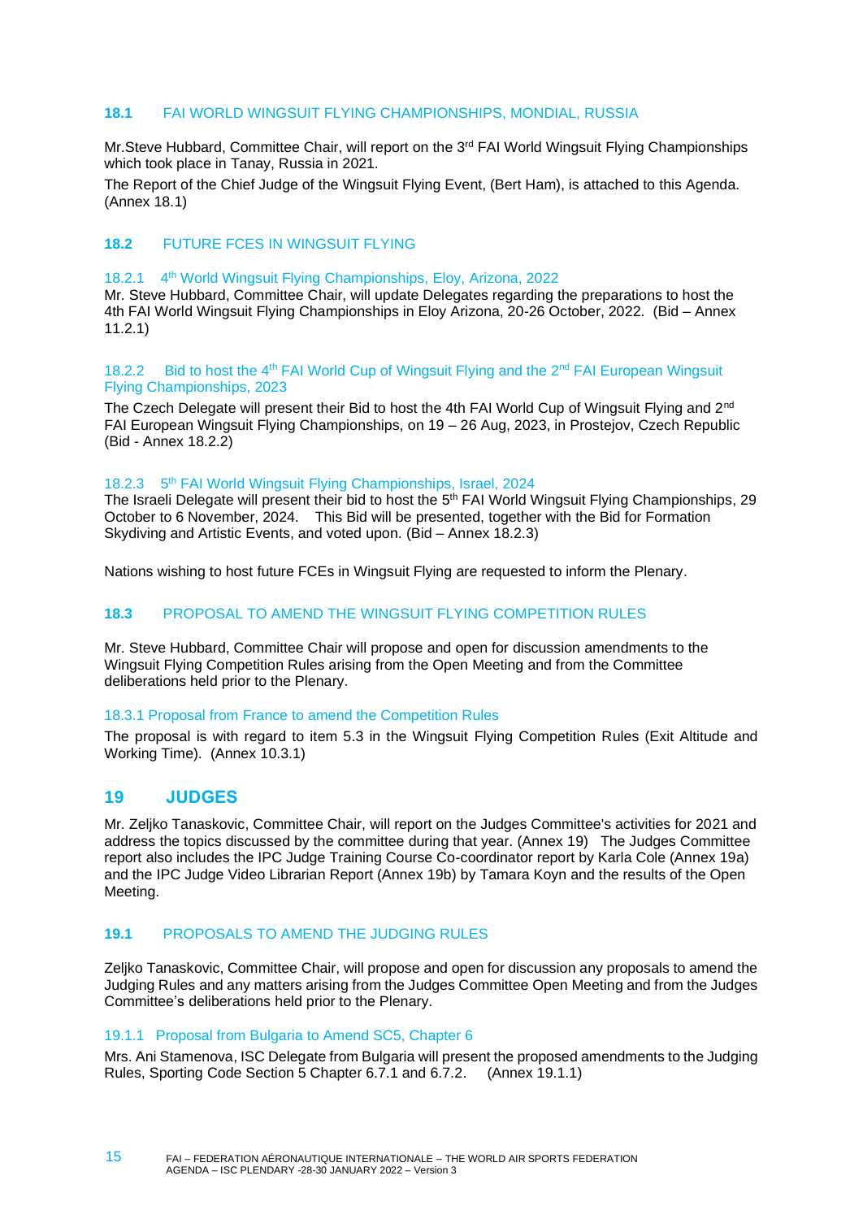### 18.1 FAI WORLD WINGSUIT FLYING CHAMPIONSHIPS, MONDIAL, RUSSIA

Mr.Steve Hubbard, Committee Chair, will report on the 3rd FAI World Wingsuit Flying Championships which took place in Tanay, Russia in 2021.

The Report of the Chief Judge of the Wingsuit Flying Event, (Bert Ham), is attached to this Agenda. (Annex 18.1)

### 18.2 FUTURE FCES IN WINGSUIT FLYING

#### 18.2.1 4th World Wingsuit Flying Championships, Eloy, Arizona, 2022

Mr. Steve Hubbard, Committee Chair, will update Delegates regarding the preparations to host the 4th FAI World Wingsuit Flying Championships in Eloy Arizona, 20-26 October, 2022. (Bid – Annex 11.2.1)

#### 18.2.2 Bid to host the 4th FAI World Cup of Wingsuit Flying and the 2nd FAI European Wingsuit Flying Championships, 2023

The Czech Delegate will present their Bid to host the 4th FAI World Cup of Wingsuit Flying and 2nd FAI European Wingsuit Flying Championships, on 19 – 26 Aug, 2023, in Prostejov, Czech Republic (Bid - Annex 18.2.2)

#### 18.2.3 5th FAI World Wingsuit Flying Championships, Israel, 2024

The Israeli Delegate will present their bid to host the 5th FAI World Wingsuit Flying Championships, 29 October to 6 November, 2024. This Bid will be presented, together with the Bid for Formation Skydiving and Artistic Events, and voted upon. (Bid – Annex 18.2.3)

Nations wishing to host future FCEs in Wingsuit Flying are requested to inform the Plenary.

### 18.3 PROPOSAL TO AMEND THE WINGSUIT FLYING COMPETITION RULES

Mr. Steve Hubbard, Committee Chair will propose and open for discussion amendments to the Wingsuit Flying Competition Rules arising from the Open Meeting and from the Committee deliberations held prior to the Plenary.

#### 18.3.1 Proposal from France to amend the Competition Rules

The proposal is with regard to item 5.3 in the Wingsuit Flying Competition Rules (Exit Altitude and Working Time). (Annex 10.3.1)

## 19 JUDGES

Mr. Zeljko Tanaskovic, Committee Chair, will report on the Judges Committee's activities for 2021 and address the topics discussed by the committee during that year. (Annex 19) The Judges Committee report also includes the IPC Judge Training Course Co-coordinator report by Karla Cole (Annex 19a) and the IPC Judge Video Librarian Report (Annex 19b) by Tamara Koyn and the results of the Open Meeting.

### 19.1 PROPOSALS TO AMEND THE JUDGING RULES

Zeljko Tanaskovic, Committee Chair, will propose and open for discussion any proposals to amend the Judging Rules and any matters arising from the Judges Committee Open Meeting and from the Judges Committee's deliberations held prior to the Plenary.

#### 19.1.1 Proposal from Bulgaria to Amend SC5, Chapter 6

Mrs. Ani Stamenova, ISC Delegate from Bulgaria will present the proposed amendments to the Judging Rules, Sporting Code Section 5 Chapter 6.7.1 and 6.7.2. (Annex 19.1.1)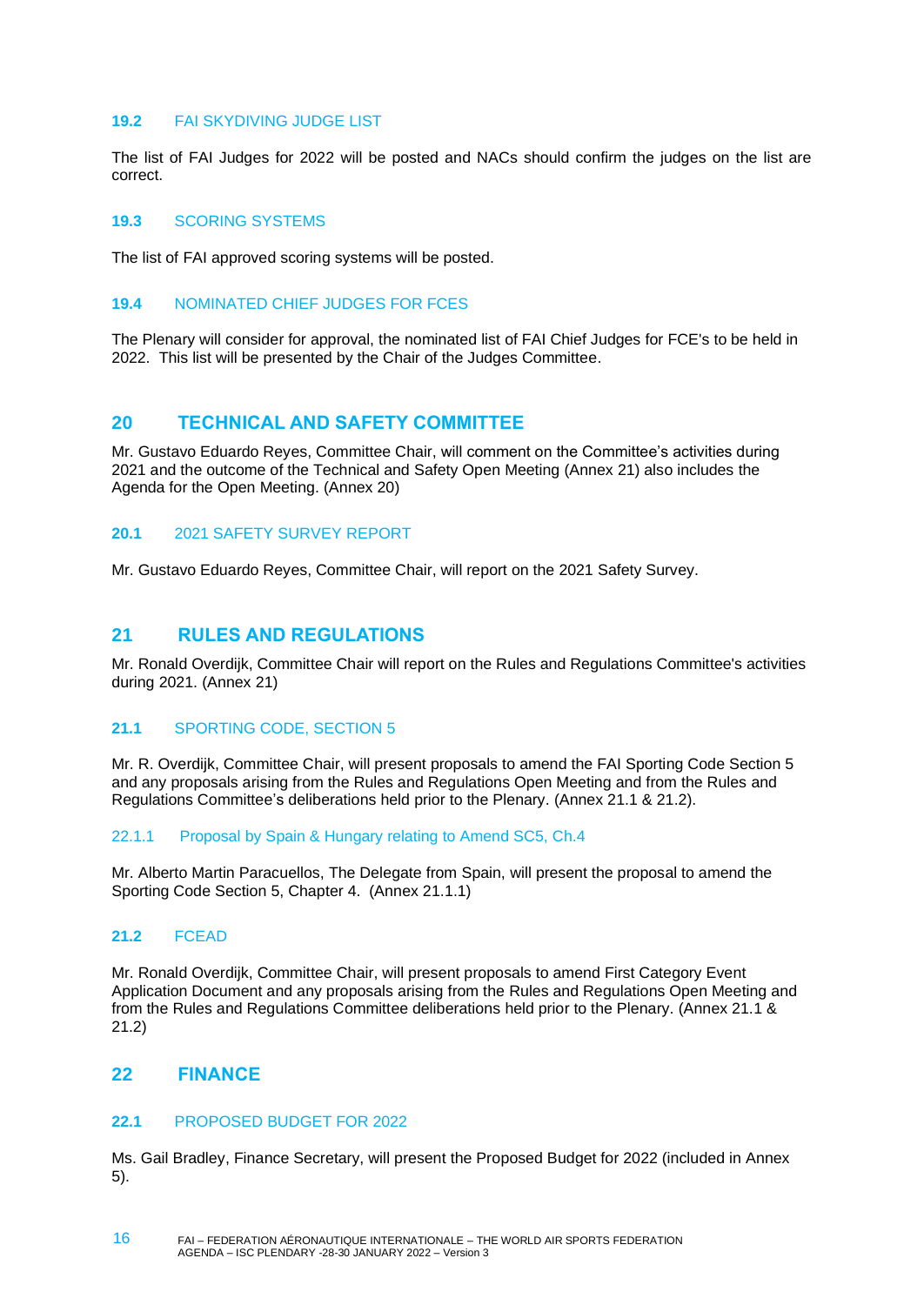### 19.2 FAI SKYDIVING JUDGE LIST

The list of FAI Judges for 2022 will be posted and NACs should confirm the judges on the list are correct.

### 19.3 SCORING SYSTEMS

The list of FAI approved scoring systems will be posted.

### 19.4 NOMINATED CHIEF JUDGES FOR FCES

The Plenary will consider for approval, the nominated list of FAI Chief Judges for FCE's to be held in 2022. This list will be presented by the Chair of the Judges Committee.

## 20 TECHNICAL AND SAFETY COMMITTEE

Mr. Gustavo Eduardo Reyes, Committee Chair, will comment on the Committee's activities during 2021 and the outcome of the Technical and Safety Open Meeting (Annex 21) also includes the Agenda for the Open Meeting. (Annex 20)

### 20.1 2021 SAFETY SURVEY REPORT

Mr. Gustavo Eduardo Reyes, Committee Chair, will report on the 2021 Safety Survey.

## 21 RULES AND REGULATIONS

Mr. Ronald Overdijk, Committee Chair will report on the Rules and Regulations Committee's activities during 2021. (Annex 21)

### 21.1 SPORTING CODE, SECTION 5

Mr. R. Overdijk, Committee Chair, will present proposals to amend the FAI Sporting Code Section 5 and any proposals arising from the Rules and Regulations Open Meeting and from the Rules and Regulations Committee's deliberations held prior to the Plenary. (Annex 21.1 & 21.2).

#### 22.1.1 Proposal by Spain & Hungary relating to Amend SC5, Ch.4

Mr. Alberto Martin Paracuellos, The Delegate from Spain, will present the proposal to amend the Sporting Code Section 5, Chapter 4. (Annex 21.1.1)

### 21.2 FCEAD

Mr. Ronald Overdijk, Committee Chair, will present proposals to amend First Category Event Application Document and any proposals arising from the Rules and Regulations Open Meeting and from the Rules and Regulations Committee deliberations held prior to the Plenary. (Annex 21.1 & 21.2)

## 22 FINANCE

### 22.1 PROPOSED BUDGET FOR 2022

Ms. Gail Bradley, Finance Secretary, will present the Proposed Budget for 2022 (included in Annex 5).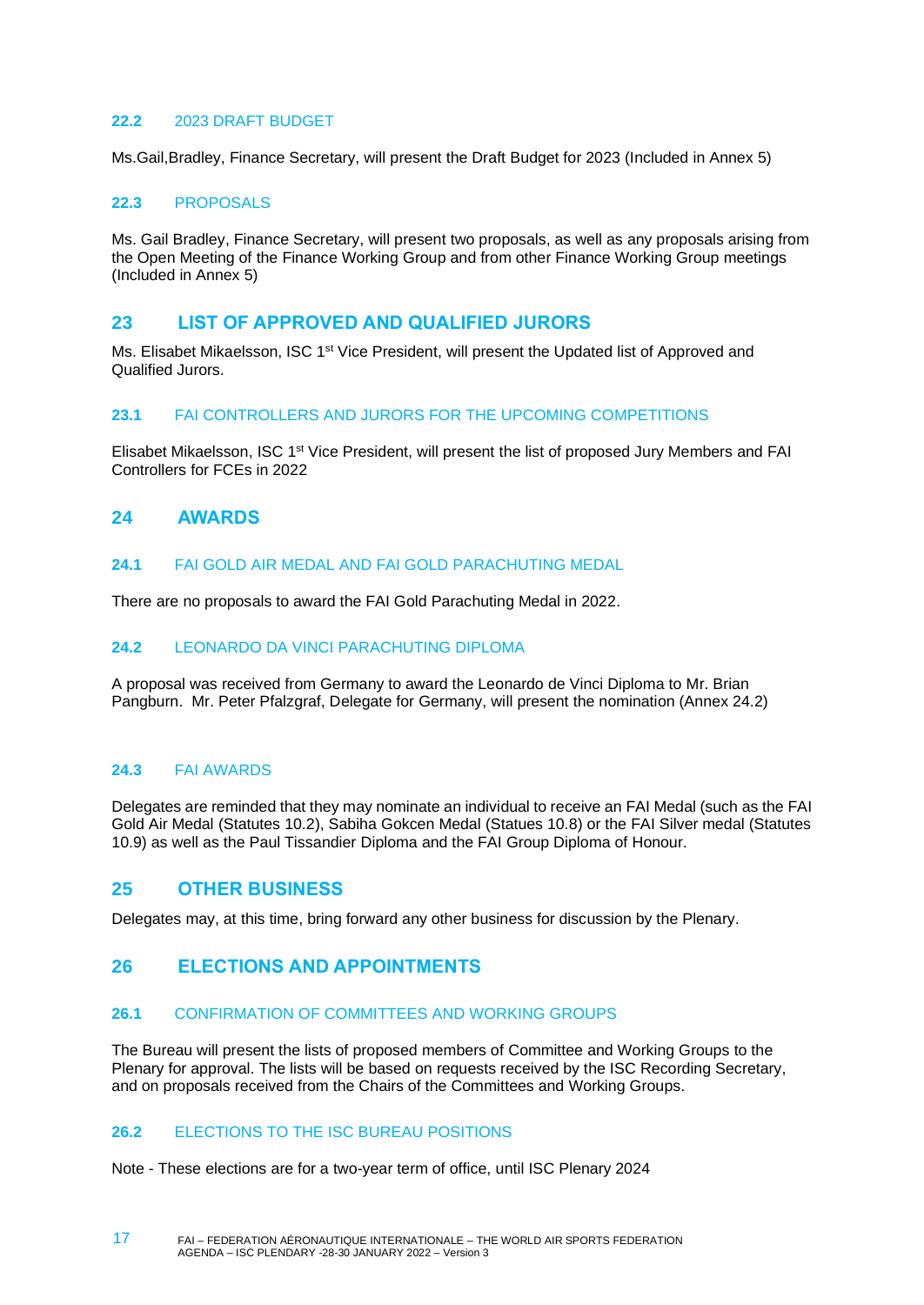### 22.2 2023 DRAFT BUDGET

Ms.Gail,Bradley, Finance Secretary, will present the Draft Budget for 2023 (Included in Annex 5)

### 22.3 PROPOSALS

Ms. Gail Bradley, Finance Secretary, will present two proposals, as well as any proposals arising from the Open Meeting of the Finance Working Group and from other Finance Working Group meetings (Included in Annex 5)

## 23 LIST OF APPROVED AND QUALIFIED JURORS

Ms. Elisabet Mikaelsson, ISC 1st Vice President, will present the Updated list of Approved and Qualified Jurors.

### 23.1 FAI CONTROLLERS AND JURORS FOR THE UPCOMING COMPETITIONS

Elisabet Mikaelsson, ISC 1st Vice President, will present the list of proposed Jury Members and FAI Controllers for FCEs in 2022

## 24 AWARDS

### 24.1 FAI GOLD AIR MEDAL AND FAI GOLD PARACHUTING MEDAL

There are no proposals to award the FAI Gold Parachuting Medal in 2022.

### 24.2 LEONARDO DA VINCI PARACHUTING DIPLOMA

A proposal was received from Germany to award the Leonardo de Vinci Diploma to Mr. Brian Pangburn. Mr. Peter Pfalzgraf, Delegate for Germany, will present the nomination (Annex 24.2)

### 24.3 FAI AWARDS

Delegates are reminded that they may nominate an individual to receive an FAI Medal (such as the FAI Gold Air Medal (Statutes 10.2), Sabiha Gokcen Medal (Statues 10.8) or the FAI Silver medal (Statutes 10.9) as well as the Paul Tissandier Diploma and the FAI Group Diploma of Honour.

## 25 OTHER BUSINESS

Delegates may, at this time, bring forward any other business for discussion by the Plenary.

## 26 ELECTIONS AND APPOINTMENTS

### 26.1 CONFIRMATION OF COMMITTEES AND WORKING GROUPS

The Bureau will present the lists of proposed members of Committee and Working Groups to the Plenary for approval. The lists will be based on requests received by the ISC Recording Secretary, and on proposals received from the Chairs of the Committees and Working Groups.

### 26.2 ELECTIONS TO THE ISC BUREAU POSITIONS

Note - These elections are for a two-year term of office, until ISC Plenary 2024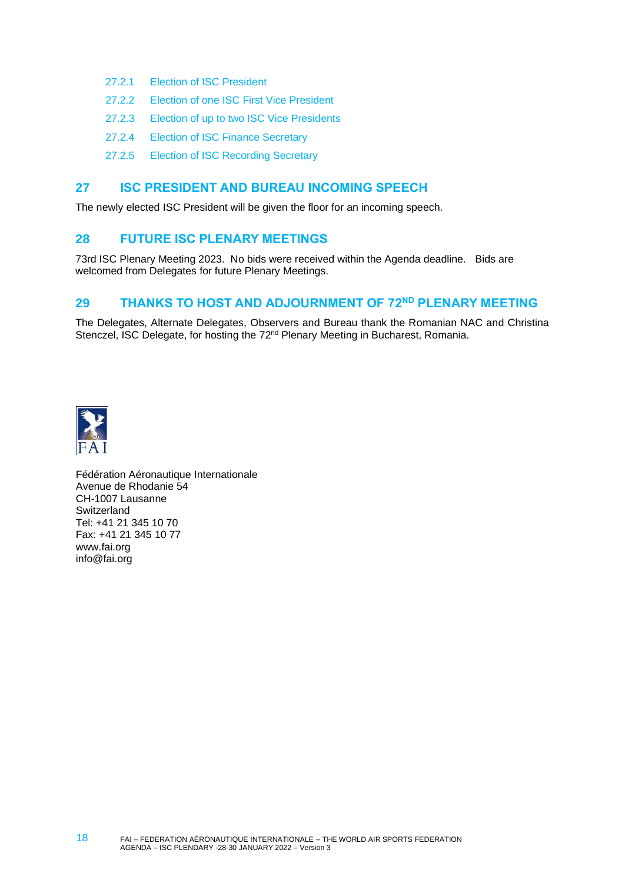- 27.2.1 Election of ISC President
- 27.2.2 Election of one ISC First Vice President
- 27.2.3 Election of up to two ISC Vice Presidents
- 27.2.4 Election of ISC Finance Secretary
- 27.2.5 Election of ISC Recording Secretary

## 27 ISC PRESIDENT AND BUREAU INCOMING SPEECH

The newly elected ISC President will be given the floor for an incoming speech.

## 28 FUTURE ISC PLENARY MEETINGS

73rd ISC Plenary Meeting 2023. No bids were received within the Agenda deadline. Bids are welcomed from Delegates for future Plenary Meetings.

## 29 THANKS TO HOST AND ADJOURNMENT OF 72ND PLENARY MEETING

The Delegates, Alternate Delegates, Observers and Bureau thank the Romanian NAC and Christina Stenczel, ISC Delegate, for hosting the 72nd Plenary Meeting in Bucharest, Romania.

FAI

Fédération Aéronautique Internationale
Avenue de Rhodanie 54
CH-1007 Lausanne
Switzerland
Tel: +41 21 345 10 70
Fax: +41 21 345 10 77
www.fai.org
info@fai.org